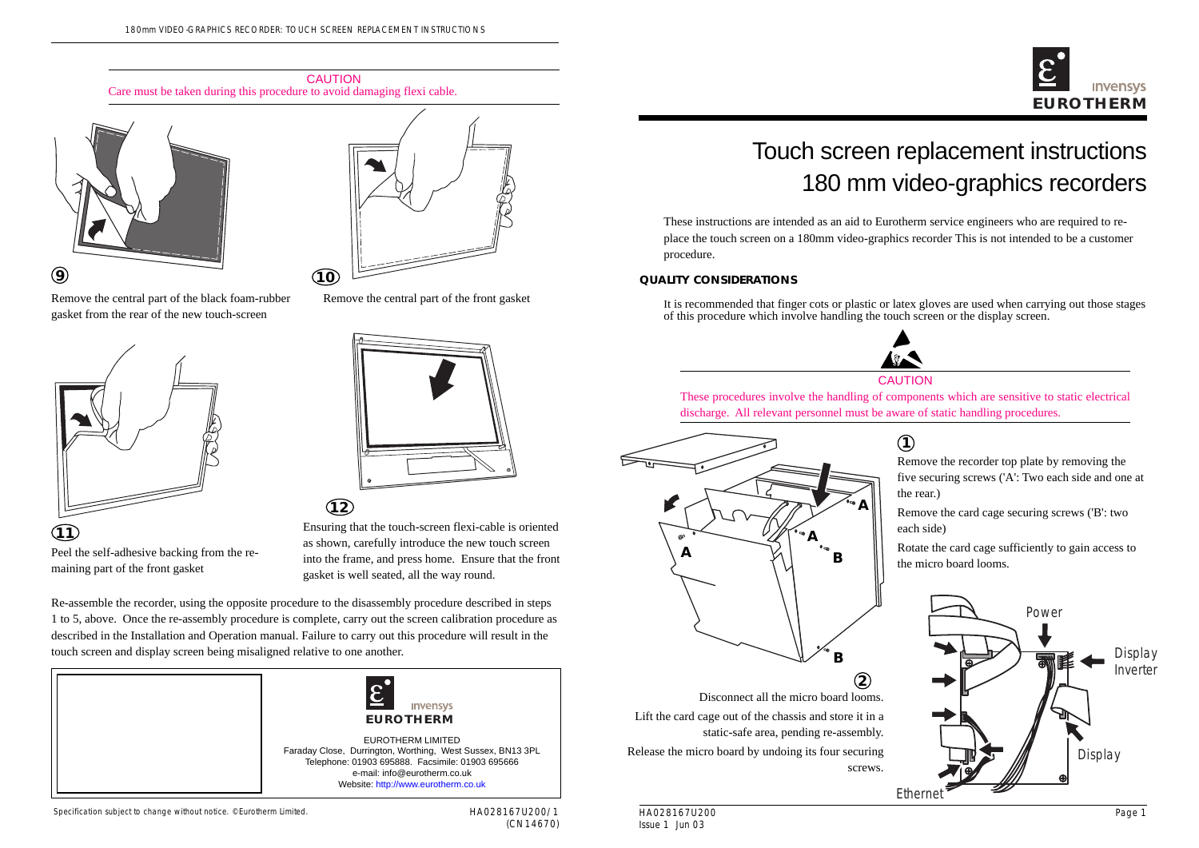# Touch screen replacement instructions
## 180 mm video-graphics recorders

These instructions are intended as an aid to Eurotherm service engineers who are required to replace the touch screen on a 180mm video-graphics recorder This is not intended to be a customer procedure.

### QUALITY CONSIDERATIONS

It is recommended that finger cots or plastic or latex gloves are used when carrying out those stages of this procedure which involve handling the touch screen or the display screen.

CAUTION

These procedures involve the handling of components which are sensitive to static electrical discharge. All relevant personnel must be aware of static handling procedures.

**1**

Remove the recorder top plate by removing the five securing screws ('A': Two each side and one at the rear.)

Remove the card cage securing screws ('B': two each side)

Rotate the card cage sufficiently to gain access to the micro board looms.

**2**

Disconnect all the micro board looms.

Lift the card cage out of the chassis and store it in a static-safe area, pending re-assembly.

Release the micro board by undoing its four securing screws.

Power

Display Inverter

Display

Ethernet

CAUTION

Care must be taken during this procedure to avoid damaging flexi cable.

**9**

Remove the central part of the black foam-rubber gasket from the rear of the new touch-screen

**10**

Remove the central part of the front gasket

**11**

Peel the self-adhesive backing from the remaining part of the front gasket

**12**

Ensuring that the touch-screen flexi-cable is oriented as shown, carefully introduce the new touch screen into the frame, and press home. Ensure that the front gasket is well seated, all the way round.

Re-assemble the recorder, using the opposite procedure to the disassembly procedure described in steps 1 to 5, above. Once the re-assembly procedure is complete, carry out the screen calibration procedure as described in the Installation and Operation manual. Failure to carry out this procedure will result in the touch screen and display screen being misaligned relative to one another.

EUROTHERM LIMITED
Faraday Close, Durrington, Worthing, West Sussex, BN13 3PL
Telephone: 01903 695888. Facsimile: 01903 695666
e-mail: info@eurotherm.co.uk
Website: http://www.eurotherm.co.uk

Specification subject to change without notice. ©Eurotherm Limited.

HA028167U200/1
(CN14670)

HA028167U200
Issue 1 Jun 03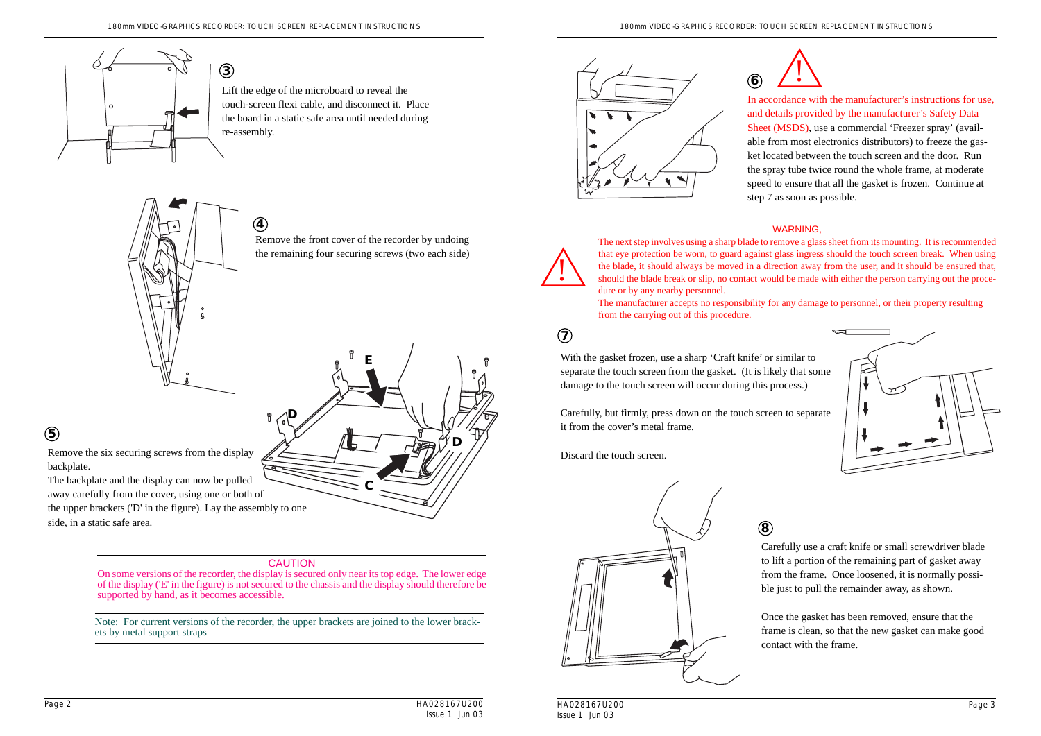### 3

Lift the edge of the microboard to reveal the touch-screen flexi cable, and disconnect it. Place the board in a static safe area until needed during re-assembly.

### 4

Remove the front cover of the recorder by undoing the remaining four securing screws (two each side)

### 5

Remove the six securing screws from the display backplate.

The backplate and the display can now be pulled away carefully from the cover, using one or both of the upper brackets ('D' in the figure). Lay the assembly to one side, in a static safe area.

E

D

D

C

**CAUTION**

On some versions of the recorder, the display is secured only near its top edge. The lower edge of the display ('E' in the figure) is not secured to the chassis and the display should therefore be supported by hand, as it becomes accessible.

Note: For current versions of the recorder, the upper brackets are joined to the lower brackets by metal support straps

### 6

In accordance with the manufacturer's instructions for use, and details provided by the manufacturer's Safety Data Sheet (MSDS), use a commercial 'Freezer spray' (available from most electronics distributors) to freeze the gasket located between the touch screen and the door. Run the spray tube twice round the whole frame, at moderate speed to ensure that all the gasket is frozen. Continue at step 7 as soon as possible.

**WARNING,**

The next step involves using a sharp blade to remove a glass sheet from its mounting. It is recommended that eye protection be worn, to guard against glass ingress should the touch screen break. When using the blade, it should always be moved in a direction away from the user, and it should be ensured that, should the blade break or slip, no contact would be made with either the person carrying out the procedure or by any nearby personnel.

The manufacturer accepts no responsibility for any damage to personnel, or their property resulting from the carrying out of this procedure.

### 7

With the gasket frozen, use a sharp 'Craft knife' or similar to separate the touch screen from the gasket. (It is likely that some damage to the touch screen will occur during this process.)

Carefully, but firmly, press down on the touch screen to separate it from the cover's metal frame.

Discard the touch screen.

### 8

Carefully use a craft knife or small screwdriver blade to lift a portion of the remaining part of gasket away from the frame. Once loosened, it is normally possible just to pull the remainder away, as shown.

Once the gasket has been removed, ensure that the frame is clean, so that the new gasket can make good contact with the frame.